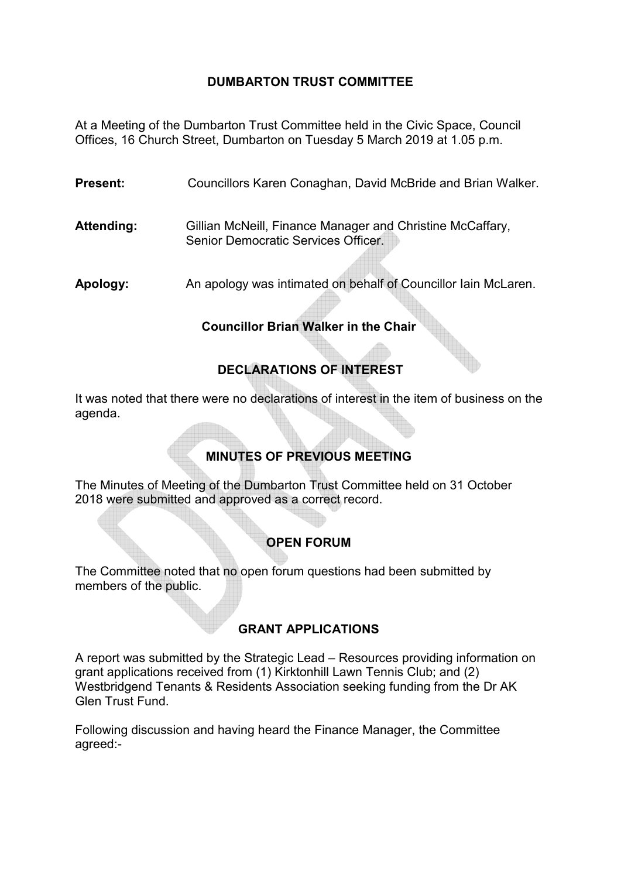# DUMBARTON TRUST COMMITTEE

At a Meeting of the Dumbarton Trust Committee held in the Civic Space, Council Offices, 16 Church Street, Dumbarton on Tuesday 5 March 2019 at 1.05 p.m.

**Present:** Councillors Karen Conaghan, David McBride and Brian Walker.

**Attending:** Gillian McNeill, Finance Manager and Christine McCaffary, Senior Democratic Services Officer.

**Apology:** An apology was intimated on behalf of Councillor Iain McLaren.

**Councillor Brian Walker in the Chair**

## DECLARATIONS OF INTEREST

It was noted that there were no declarations of interest in the item of business on the agenda.

## MINUTES OF PREVIOUS MEETING

The Minutes of Meeting of the Dumbarton Trust Committee held on 31 October 2018 were submitted and approved as a correct record.

## OPEN FORUM

The Committee noted that no open forum questions had been submitted by members of the public.

## GRANT APPLICATIONS

A report was submitted by the Strategic Lead – Resources providing information on grant applications received from (1) Kirktonhill Lawn Tennis Club; and (2) Westbridgend Tenants & Residents Association seeking funding from the Dr AK Glen Trust Fund.

Following discussion and having heard the Finance Manager, the Committee agreed:-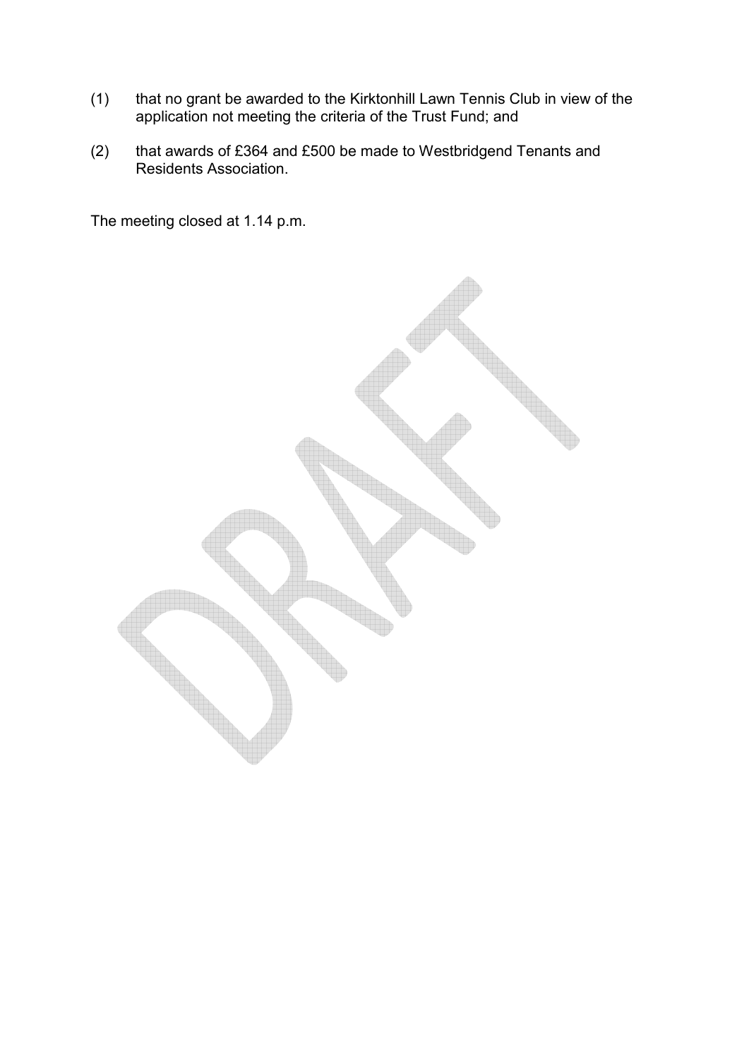(1) that no grant be awarded to the Kirktonhill Lawn Tennis Club in view of the application not meeting the criteria of the Trust Fund; and

(2) that awards of £364 and £500 be made to Westbridgend Tenants and Residents Association.

The meeting closed at 1.14 p.m.